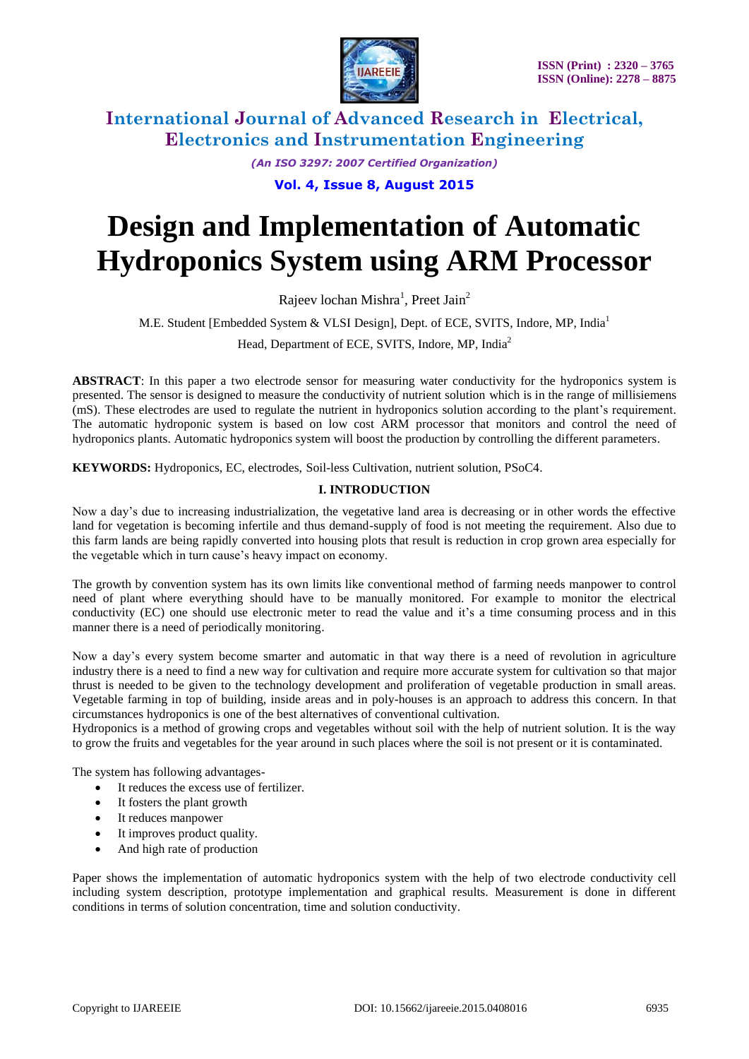# Design and Implementation of Automatic Hydroponics System using ARM Processor

Rajeev lochan Mishra[1], Preet Jain[2]

M.E. Student [Embedded System & VLSI Design], Dept. of ECE, SVITS, Indore, MP, India[1]

Head, Department of ECE, SVITS, Indore, MP, India[2]

**ABSTRACT**: In this paper a two electrode sensor for measuring water conductivity for the hydroponics system is presented. The sensor is designed to measure the conductivity of nutrient solution which is in the range of millisiemens (mS). These electrodes are used to regulate the nutrient in hydroponics solution according to the plant's requirement. The automatic hydroponic system is based on low cost ARM processor that monitors and control the need of hydroponics plants. Automatic hydroponics system will boost the production by controlling the different parameters.

**KEYWORDS:** Hydroponics, EC, electrodes, Soil-less Cultivation, nutrient solution, PSoC4.

## I. INTRODUCTION

Now a day's due to increasing industrialization, the vegetative land area is decreasing or in other words the effective land for vegetation is becoming infertile and thus demand-supply of food is not meeting the requirement. Also due to this farm lands are being rapidly converted into housing plots that result is reduction in crop grown area especially for the vegetable which in turn cause's heavy impact on economy.

The growth by convention system has its own limits like conventional method of farming needs manpower to control need of plant where everything should have to be manually monitored. For example to monitor the electrical conductivity (EC) one should use electronic meter to read the value and it's a time consuming process and in this manner there is a need of periodically monitoring.

Now a day's every system become smarter and automatic in that way there is a need of revolution in agriculture industry there is a need to find a new way for cultivation and require more accurate system for cultivation so that major thrust is needed to be given to the technology development and proliferation of vegetable production in small areas. Vegetable farming in top of building, inside areas and in poly-houses is an approach to address this concern. In that circumstances hydroponics is one of the best alternatives of conventional cultivation.

Hydroponics is a method of growing crops and vegetables without soil with the help of nutrient solution. It is the way to grow the fruits and vegetables for the year around in such places where the soil is not present or it is contaminated.

The system has following advantages-

- It reduces the excess use of fertilizer.
- It fosters the plant growth
- It reduces manpower
- It improves product quality.
- And high rate of production

Paper shows the implementation of automatic hydroponics system with the help of two electrode conductivity cell including system description, prototype implementation and graphical results. Measurement is done in different conditions in terms of solution concentration, time and solution conductivity.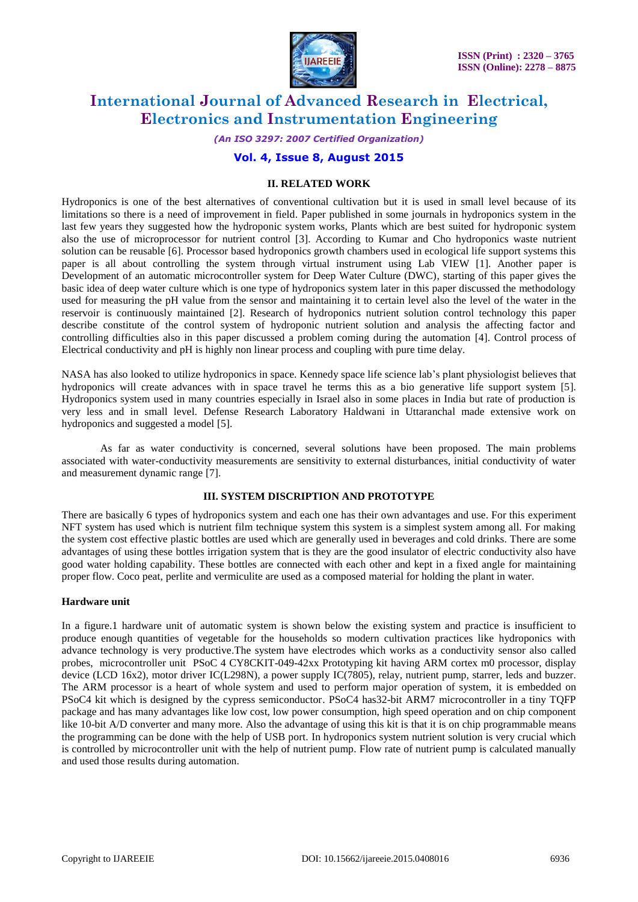## II. RELATED WORK

Hydroponics is one of the best alternatives of conventional cultivation but it is used in small level because of its limitations so there is a need of improvement in field. Paper published in some journals in hydroponics system in the last few years they suggested how the hydroponic system works, Plants which are best suited for hydroponic system also the use of microprocessor for nutrient control [3]. According to Kumar and Cho hydroponics waste nutrient solution can be reusable [6]. Processor based hydroponics growth chambers used in ecological life support systems this paper is all about controlling the system through virtual instrument using Lab VIEW [1]. Another paper is Development of an automatic microcontroller system for Deep Water Culture (DWC), starting of this paper gives the basic idea of deep water culture which is one type of hydroponics system later in this paper discussed the methodology used for measuring the pH value from the sensor and maintaining it to certain level also the level of the water in the reservoir is continuously maintained [2]. Research of hydroponics nutrient solution control technology this paper describe constitute of the control system of hydroponic nutrient solution and analysis the affecting factor and controlling difficulties also in this paper discussed a problem coming during the automation [4]. Control process of Electrical conductivity and pH is highly non linear process and coupling with pure time delay.

NASA has also looked to utilize hydroponics in space. Kennedy space life science lab's plant physiologist believes that hydroponics will create advances with in space travel he terms this as a bio generative life support system [5]. Hydroponics system used in many countries especially in Israel also in some places in India but rate of production is very less and in small level. Defense Research Laboratory Haldwani in Uttaranchal made extensive work on hydroponics and suggested a model [5].

As far as water conductivity is concerned, several solutions have been proposed. The main problems associated with water-conductivity measurements are sensitivity to external disturbances, initial conductivity of water and measurement dynamic range [7].

## III. SYSTEM DISCRIPTION AND PROTOTYPE

There are basically 6 types of hydroponics system and each one has their own advantages and use. For this experiment NFT system has used which is nutrient film technique system this system is a simplest system among all. For making the system cost effective plastic bottles are used which are generally used in beverages and cold drinks. There are some advantages of using these bottles irrigation system that is they are the good insulator of electric conductivity also have good water holding capability. These bottles are connected with each other and kept in a fixed angle for maintaining proper flow. Coco peat, perlite and vermiculite are used as a composed material for holding the plant in water.

### Hardware unit

In a figure.1 hardware unit of automatic system is shown below the existing system and practice is insufficient to produce enough quantities of vegetable for the households so modern cultivation practices like hydroponics with advance technology is very productive.The system have electrodes which works as a conductivity sensor also called probes, microcontroller unit PSoC 4 CY8CKIT-049-42xx Prototyping kit having ARM cortex m0 processor, display device (LCD 16x2), motor driver IC(L298N), a power supply IC(7805), relay, nutrient pump, starrer, leds and buzzer. The ARM processor is a heart of whole system and used to perform major operation of system, it is embedded on PSoC4 kit which is designed by the cypress semiconductor. PSoC4 has32-bit ARM7 microcontroller in a tiny TQFP package and has many advantages like low cost, low power consumption, high speed operation and on chip component like 10-bit A/D converter and many more. Also the advantage of using this kit is that it is on chip programmable means the programming can be done with the help of USB port. In hydroponics system nutrient solution is very crucial which is controlled by microcontroller unit with the help of nutrient pump. Flow rate of nutrient pump is calculated manually and used those results during automation.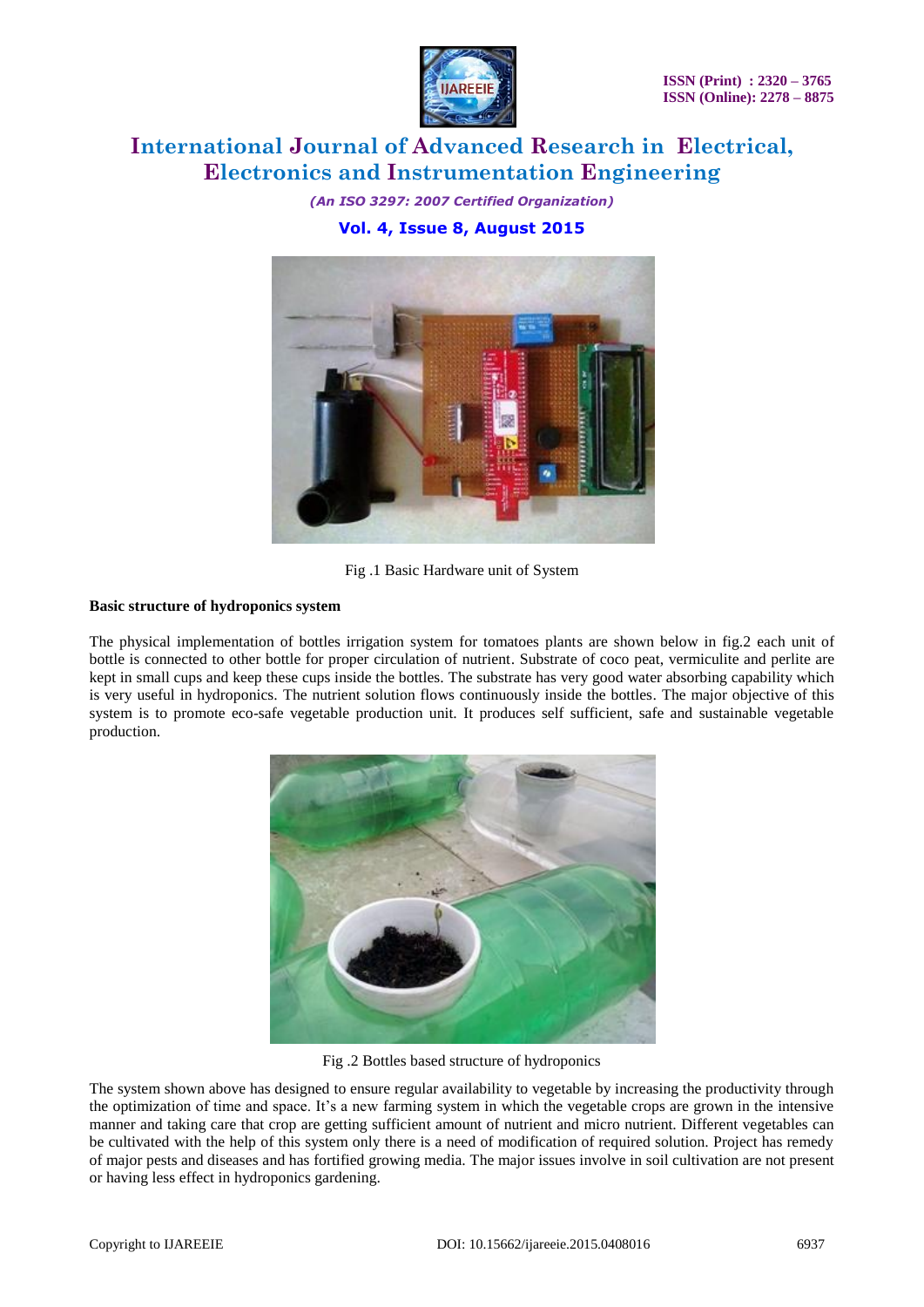Fig .1 Basic Hardware unit of System

**Basic structure of hydroponics system**

The physical implementation of bottles irrigation system for tomatoes plants are shown below in fig.2 each unit of bottle is connected to other bottle for proper circulation of nutrient. Substrate of coco peat, vermiculite and perlite are kept in small cups and keep these cups inside the bottles. The substrate has very good water absorbing capability which is very useful in hydroponics. The nutrient solution flows continuously inside the bottles. The major objective of this system is to promote eco-safe vegetable production unit. It produces self sufficient, safe and sustainable vegetable production.

Fig .2 Bottles based structure of hydroponics

The system shown above has designed to ensure regular availability to vegetable by increasing the productivity through the optimization of time and space. It's a new farming system in which the vegetable crops are grown in the intensive manner and taking care that crop are getting sufficient amount of nutrient and micro nutrient. Different vegetables can be cultivated with the help of this system only there is a need of modification of required solution. Project has remedy of major pests and diseases and has fortified growing media. The major issues involve in soil cultivation are not present or having less effect in hydroponics gardening.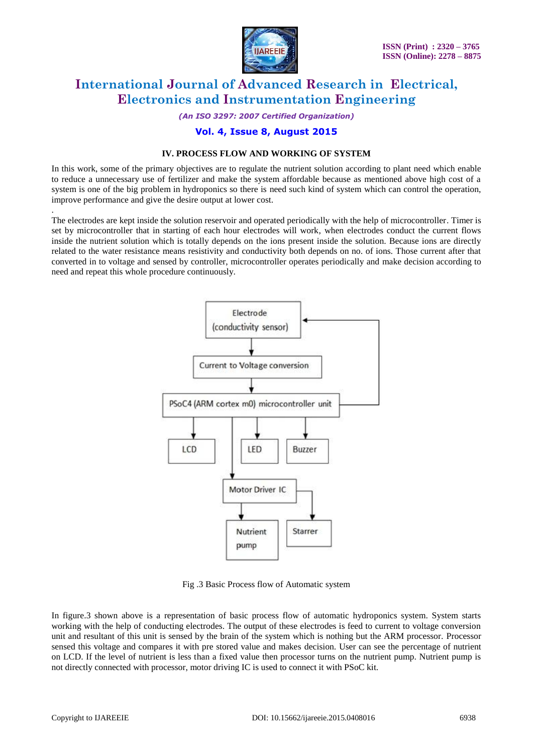## IV. PROCESS FLOW AND WORKING OF SYSTEM

In this work, some of the primary objectives are to regulate the nutrient solution according to plant need which enable to reduce a unnecessary use of fertilizer and make the system affordable because as mentioned above high cost of a system is one of the big problem in hydroponics so there is need such kind of system which can control the operation, improve performance and give the desire output at lower cost.

The electrodes are kept inside the solution reservoir and operated periodically with the help of microcontroller. Timer is set by microcontroller that in starting of each hour electrodes will work, when electrodes conduct the current flows inside the nutrient solution which is totally depends on the ions present inside the solution. Because ions are directly related to the water resistance means resistivity and conductivity both depends on no. of ions. Those current after that converted in to voltage and sensed by controller, microcontroller operates periodically and make decision according to need and repeat this whole procedure continuously.

Fig .3 Basic Process flow of Automatic system

In figure.3 shown above is a representation of basic process flow of automatic hydroponics system. System starts working with the help of conducting electrodes. The output of these electrodes is feed to current to voltage conversion unit and resultant of this unit is sensed by the brain of the system which is nothing but the ARM processor. Processor sensed this voltage and compares it with pre stored value and makes decision. User can see the percentage of nutrient on LCD. If the level of nutrient is less than a fixed value then processor turns on the nutrient pump. Nutrient pump is not directly connected with processor, motor driving IC is used to connect it with PSoC kit.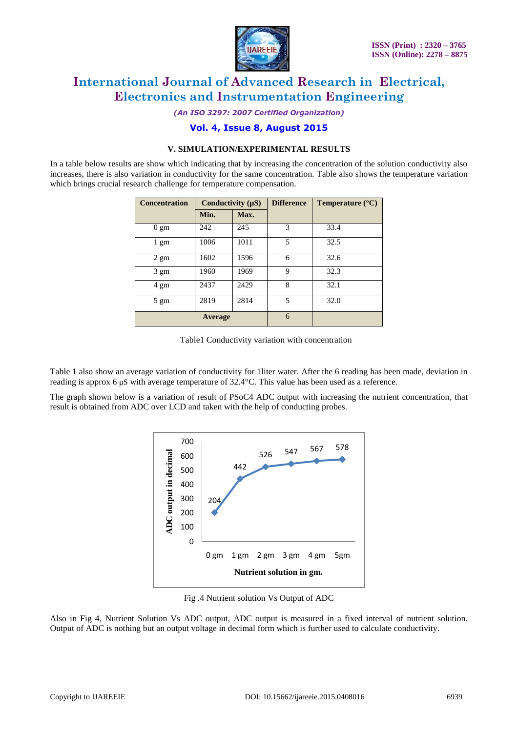### V. SIMULATION/EXPERIMENTAL RESULTS

In a table below results are show which indicating that by increasing the concentration of the solution conductivity also increases, there is also variation in conductivity for the same concentration. Table also shows the temperature variation which brings crucial research challenge for temperature compensation.

| Concentration | Conductivity (µS) | | Difference | Temperature (°C) |
|---|---|---|---|---|
| | Min. | Max. | | |
| 0 gm | 242 | 245 | 3 | 33.4 |
| 1 gm | 1006 | 1011 | 5 | 32.5 |
| 2 gm | 1602 | 1596 | 6 | 32.6 |
| 3 gm | 1960 | 1969 | 9 | 32.3 |
| 4 gm | 2437 | 2429 | 8 | 32.1 |
| 5 gm | 2819 | 2814 | 5 | 32.0 |
| **Average** | | | 6 | |

Table1 Conductivity variation with concentration

Table 1 also show an average variation of conductivity for 1liter water. After the 6 reading has been made, deviation in reading is approx 6 µS with average temperature of 32.4°C. This value has been used as a reference.

The graph shown below is a variation of result of PSoC4 ADC output with increasing the nutrient concentration, that result is obtained from ADC over LCD and taken with the help of conducting probes.

Fig .4 Nutrient solution Vs Output of ADC

Also in Fig 4, Nutrient Solution Vs ADC output, ADC output is measured in a fixed interval of nutrient solution. Output of ADC is nothing but an output voltage in decimal form which is further used to calculate conductivity.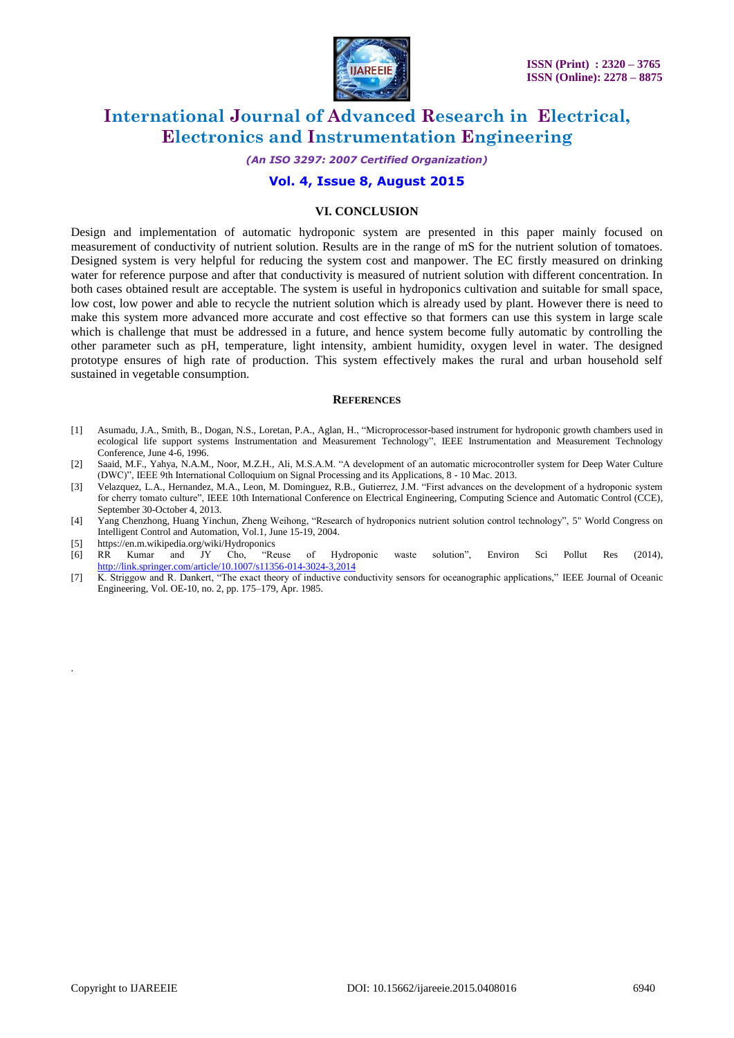## VI. CONCLUSION

Design and implementation of automatic hydroponic system are presented in this paper mainly focused on measurement of conductivity of nutrient solution. Results are in the range of mS for the nutrient solution of tomatoes. Designed system is very helpful for reducing the system cost and manpower. The EC firstly measured on drinking water for reference purpose and after that conductivity is measured of nutrient solution with different concentration. In both cases obtained result are acceptable. The system is useful in hydroponics cultivation and suitable for small space, low cost, low power and able to recycle the nutrient solution which is already used by plant. However there is need to make this system more advanced more accurate and cost effective so that formers can use this system in large scale which is challenge that must be addressed in a future, and hence system become fully automatic by controlling the other parameter such as pH, temperature, light intensity, ambient humidity, oxygen level in water. The designed prototype ensures of high rate of production. This system effectively makes the rural and urban household self sustained in vegetable consumption.

## REFERENCES

[1] Asumadu, J.A., Smith, B., Dogan, N.S., Loretan, P.A., Aglan, H., "Microprocessor-based instrument for hydroponic growth chambers used in ecological life support systems Instrumentation and Measurement Technology", IEEE Instrumentation and Measurement Technology Conference, June 4-6, 1996.

[2] Saaid, M.F., Yahya, N.A.M., Noor, M.Z.H., Ali, M.S.A.M. "A development of an automatic microcontroller system for Deep Water Culture (DWC)", IEEE 9th International Colloquium on Signal Processing and its Applications, 8 - 10 Mac. 2013.

[3] Velazquez, L.A., Hernandez, M.A., Leon, M. Dominguez, R.B., Gutierrez, J.M. "First advances on the development of a hydroponic system for cherry tomato culture", IEEE 10th International Conference on Electrical Engineering, Computing Science and Automatic Control (CCE), September 30-October 4, 2013.

[4] Yang Chenzhong, Huang Yinchun, Zheng Weihong, "Research of hydroponics nutrient solution control technology", 5" World Congress on Intelligent Control and Automation, Vol.1, June 15-19, 2004.

[5] https://en.m.wikipedia.org/wiki/Hydroponics

[6] RR Kumar and JY Cho, "Reuse of Hydroponic waste solution", Environ Sci Pollut Res (2014), http://link.springer.com/article/10.1007/s11356-014-3024-3,2014

[7] K. Striggow and R. Dankert, "The exact theory of inductive conductivity sensors for oceanographic applications," IEEE Journal of Oceanic Engineering, Vol. OE-10, no. 2, pp. 175–179, Apr. 1985.